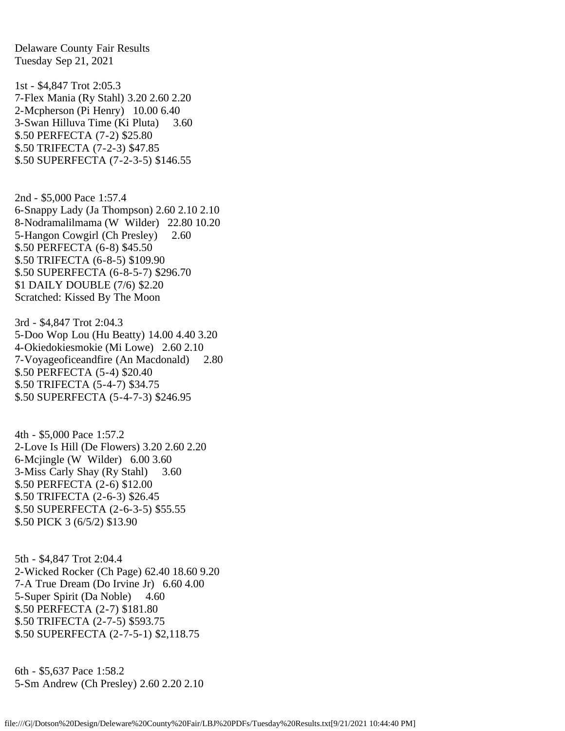Delaware County Fair Results
Tuesday Sep 21, 2021

1st - $4,847 Trot 2:05.3
7-Flex Mania (Ry Stahl) 3.20 2.60 2.20
2-Mcpherson (Pi Henry) 10.00 6.40
3-Swan Hilluva Time (Ki Pluta) 3.60
$.50 PERFECTA (7-2) $25.80
$.50 TRIFECTA (7-2-3) $47.85
$.50 SUPERFECTA (7-2-3-5) $146.55

2nd - $5,000 Pace 1:57.4
6-Snappy Lady (Ja Thompson) 2.60 2.10 2.10
8-Nodramalilmama (W Wilder) 22.80 10.20
5-Hangon Cowgirl (Ch Presley) 2.60
$.50 PERFECTA (6-8) $45.50
$.50 TRIFECTA (6-8-5) $109.90
$.50 SUPERFECTA (6-8-5-7) $296.70
$1 DAILY DOUBLE (7/6) $2.20
Scratched: Kissed By The Moon

3rd - $4,847 Trot 2:04.3
5-Doo Wop Lou (Hu Beatty) 14.00 4.40 3.20
4-Okiedokiesmokie (Mi Lowe) 2.60 2.10
7-Voyageoficeandfire (An Macdonald) 2.80
$.50 PERFECTA (5-4) $20.40
$.50 TRIFECTA (5-4-7) $34.75
$.50 SUPERFECTA (5-4-7-3) $246.95

4th - $5,000 Pace 1:57.2
2-Love Is Hill (De Flowers) 3.20 2.60 2.20
6-Mcjingle (W Wilder) 6.00 3.60
3-Miss Carly Shay (Ry Stahl) 3.60
$.50 PERFECTA (2-6) $12.00
$.50 TRIFECTA (2-6-3) $26.45
$.50 SUPERFECTA (2-6-3-5) $55.55
$.50 PICK 3 (6/5/2) $13.90

5th - $4,847 Trot 2:04.4
2-Wicked Rocker (Ch Page) 62.40 18.60 9.20
7-A True Dream (Do Irvine Jr) 6.60 4.00
5-Super Spirit (Da Noble) 4.60
$.50 PERFECTA (2-7) $181.80
$.50 TRIFECTA (2-7-5) $593.75
$.50 SUPERFECTA (2-7-5-1) $2,118.75

6th - $5,637 Pace 1:58.2
5-Sm Andrew (Ch Presley) 2.60 2.20 2.10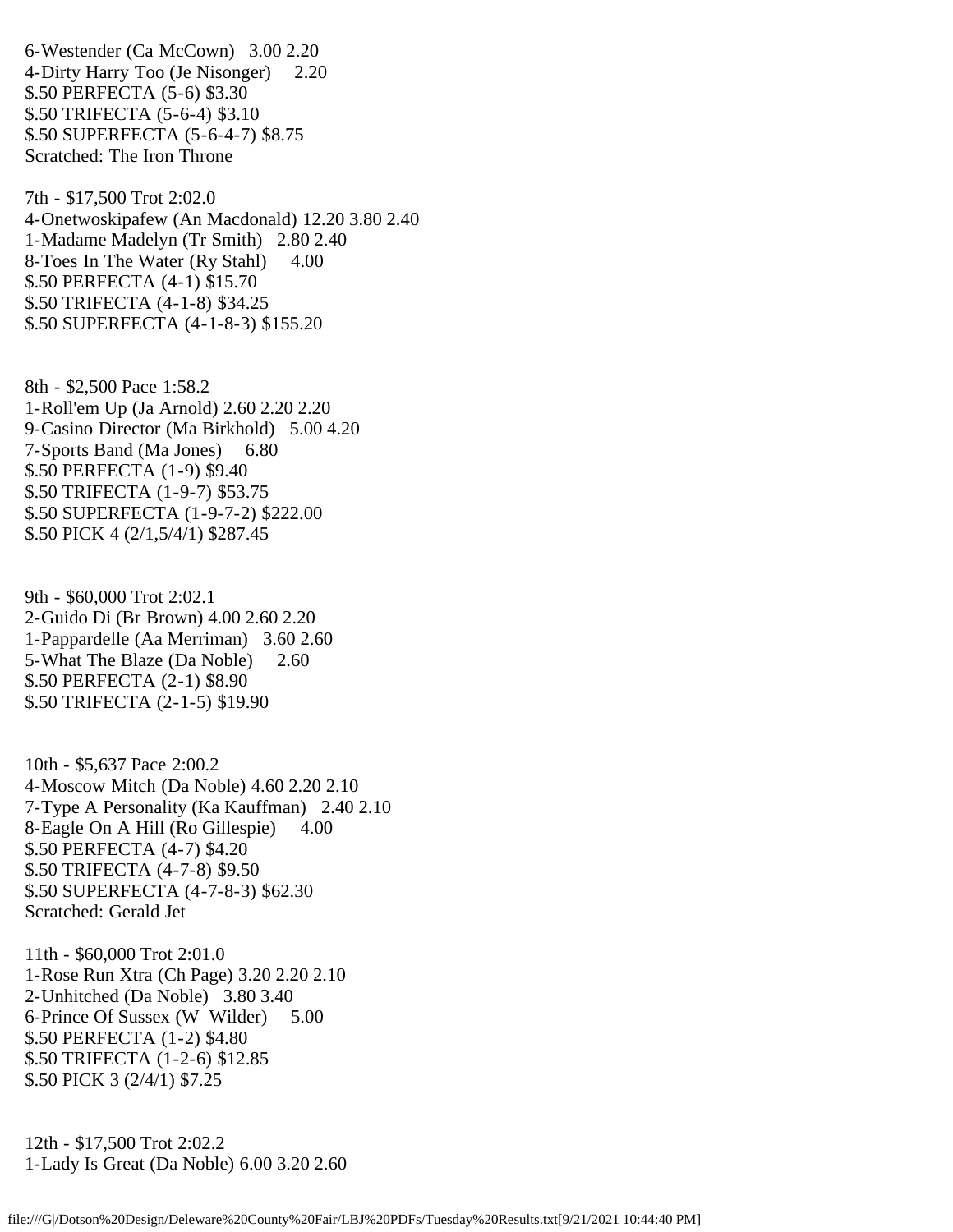6-Westender (Ca McCown) 3.00 2.20
4-Dirty Harry Too (Je Nisonger) 2.20
$.50 PERFECTA (5-6) $3.30
$.50 TRIFECTA (5-6-4) $3.10
$.50 SUPERFECTA (5-6-4-7) $8.75
Scratched: The Iron Throne

7th - $17,500 Trot 2:02.0
4-Onetwoskipafew (An Macdonald) 12.20 3.80 2.40
1-Madame Madelyn (Tr Smith) 2.80 2.40
8-Toes In The Water (Ry Stahl) 4.00
$.50 PERFECTA (4-1) $15.70
$.50 TRIFECTA (4-1-8) $34.25
$.50 SUPERFECTA (4-1-8-3) $155.20

8th - $2,500 Pace 1:58.2
1-Roll'em Up (Ja Arnold) 2.60 2.20 2.20
9-Casino Director (Ma Birkhold) 5.00 4.20
7-Sports Band (Ma Jones) 6.80
$.50 PERFECTA (1-9) $9.40
$.50 TRIFECTA (1-9-7) $53.75
$.50 SUPERFECTA (1-9-7-2) $222.00
$.50 PICK 4 (2/1,5/4/1) $287.45

9th - $60,000 Trot 2:02.1
2-Guido Di (Br Brown) 4.00 2.60 2.20
1-Pappardelle (Aa Merriman) 3.60 2.60
5-What The Blaze (Da Noble) 2.60
$.50 PERFECTA (2-1) $8.90
$.50 TRIFECTA (2-1-5) $19.90

10th - $5,637 Pace 2:00.2
4-Moscow Mitch (Da Noble) 4.60 2.20 2.10
7-Type A Personality (Ka Kauffman) 2.40 2.10
8-Eagle On A Hill (Ro Gillespie) 4.00
$.50 PERFECTA (4-7) $4.20
$.50 TRIFECTA (4-7-8) $9.50
$.50 SUPERFECTA (4-7-8-3) $62.30
Scratched: Gerald Jet

11th - $60,000 Trot 2:01.0
1-Rose Run Xtra (Ch Page) 3.20 2.20 2.10
2-Unhitched (Da Noble) 3.80 3.40
6-Prince Of Sussex (W Wilder) 5.00
$.50 PERFECTA (1-2) $4.80
$.50 TRIFECTA (1-2-6) $12.85
$.50 PICK 3 (2/4/1) $7.25

12th - $17,500 Trot 2:02.2
1-Lady Is Great (Da Noble) 6.00 3.20 2.60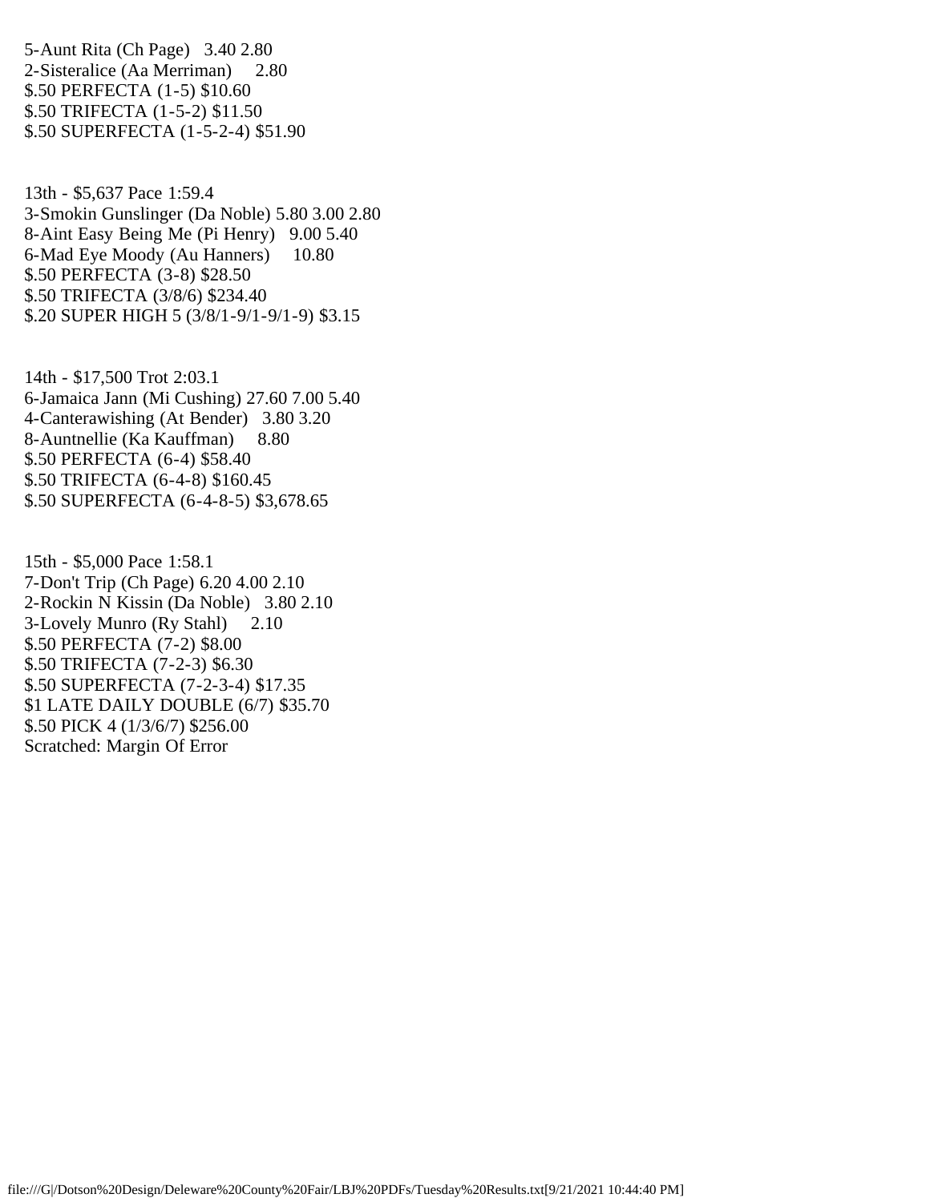5-Aunt Rita (Ch Page) 3.40 2.80
2-Sisteralice (Aa Merriman) 2.80
$.50 PERFECTA (1-5) $10.60
$.50 TRIFECTA (1-5-2) $11.50
$.50 SUPERFECTA (1-5-2-4) $51.90

13th - $5,637 Pace 1:59.4
3-Smokin Gunslinger (Da Noble) 5.80 3.00 2.80
8-Aint Easy Being Me (Pi Henry) 9.00 5.40
6-Mad Eye Moody (Au Hanners) 10.80
$.50 PERFECTA (3-8) $28.50
$.50 TRIFECTA (3/8/6) $234.40
$.20 SUPER HIGH 5 (3/8/1-9/1-9/1-9) $3.15

14th - $17,500 Trot 2:03.1
6-Jamaica Jann (Mi Cushing) 27.60 7.00 5.40
4-Canterawishing (At Bender) 3.80 3.20
8-Auntnellie (Ka Kauffman) 8.80
$.50 PERFECTA (6-4) $58.40
$.50 TRIFECTA (6-4-8) $160.45
$.50 SUPERFECTA (6-4-8-5) $3,678.65

15th - $5,000 Pace 1:58.1
7-Don't Trip (Ch Page) 6.20 4.00 2.10
2-Rockin N Kissin (Da Noble) 3.80 2.10
3-Lovely Munro (Ry Stahl) 2.10
$.50 PERFECTA (7-2) $8.00
$.50 TRIFECTA (7-2-3) $6.30
$.50 SUPERFECTA (7-2-3-4) $17.35
$1 LATE DAILY DOUBLE (6/7) $35.70
$.50 PICK 4 (1/3/6/7) $256.00
Scratched: Margin Of Error